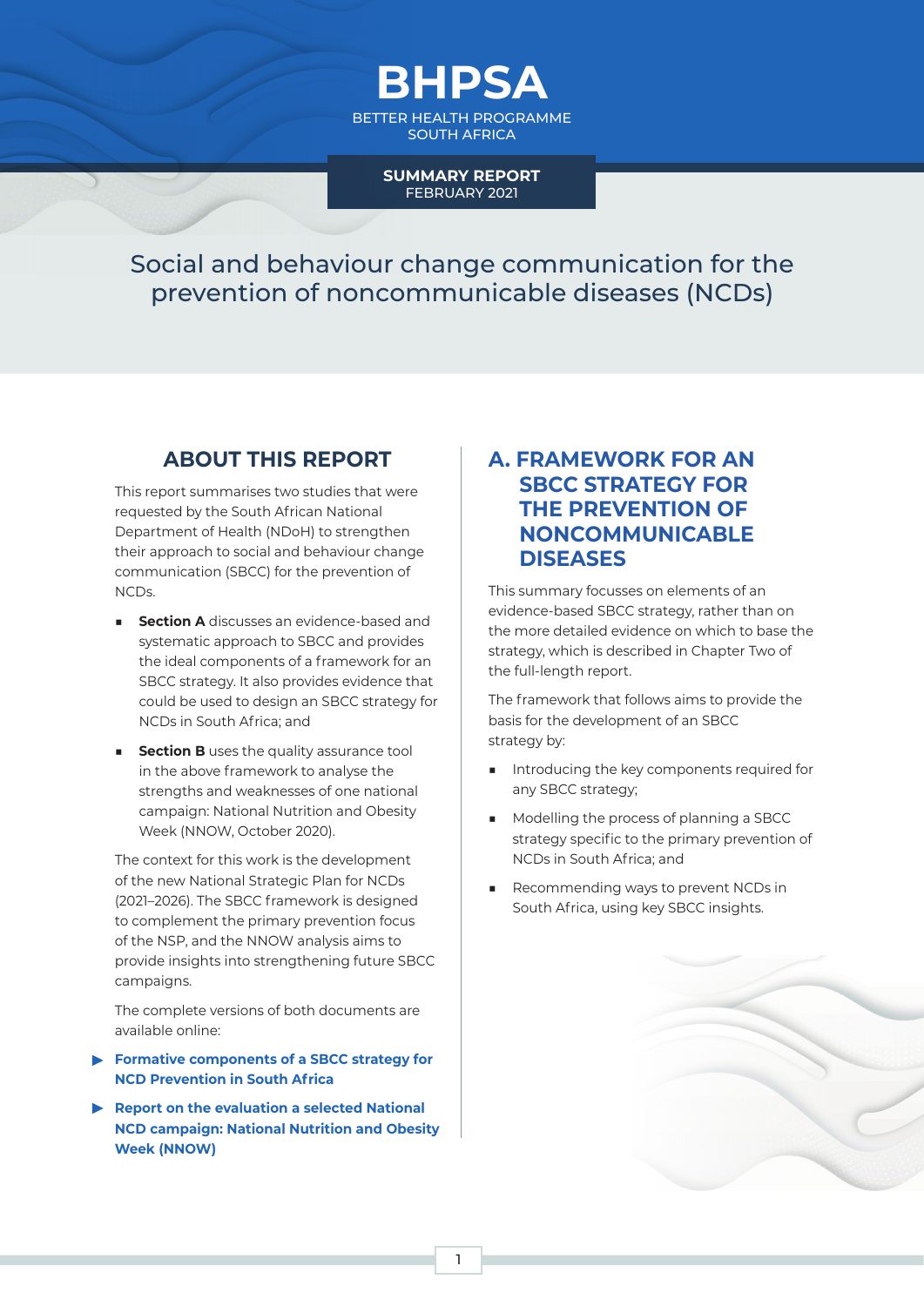# BHPSA

BETTER HEALTH PROGRAMME SOUTH AFRICA

**SUMMARY REPORT**
FEBRUARY 2021

# Social and behaviour change communication for the prevention of noncommunicable diseases (NCDs)

## ABOUT THIS REPORT

This report summarises two studies that were requested by the South African National Department of Health (NDoH) to strengthen their approach to social and behaviour change communication (SBCC) for the prevention of NCDs.

- **Section A** discusses an evidence-based and systematic approach to SBCC and provides the ideal components of a framework for an SBCC strategy. It also provides evidence that could be used to design an SBCC strategy for NCDs in South Africa; and
- **Section B** uses the quality assurance tool in the above framework to analyse the strengths and weaknesses of one national campaign: National Nutrition and Obesity Week (NNOW, October 2020).

The context for this work is the development of the new National Strategic Plan for NCDs (2021–2026). The SBCC framework is designed to complement the primary prevention focus of the NSP, and the NNOW analysis aims to provide insights into strengthening future SBCC campaigns.

The complete versions of both documents are available online:

- **Formative components of a SBCC strategy for NCD Prevention in South Africa**
- **Report on the evaluation a selected National NCD campaign: National Nutrition and Obesity Week (NNOW)**

## A. FRAMEWORK FOR AN SBCC STRATEGY FOR THE PREVENTION OF NONCOMMUNICABLE DISEASES

This summary focusses on elements of an evidence-based SBCC strategy, rather than on the more detailed evidence on which to base the strategy, which is described in Chapter Two of the full-length report.

The framework that follows aims to provide the basis for the development of an SBCC strategy by:

- Introducing the key components required for any SBCC strategy;
- Modelling the process of planning a SBCC strategy specific to the primary prevention of NCDs in South Africa; and
- Recommending ways to prevent NCDs in South Africa, using key SBCC insights.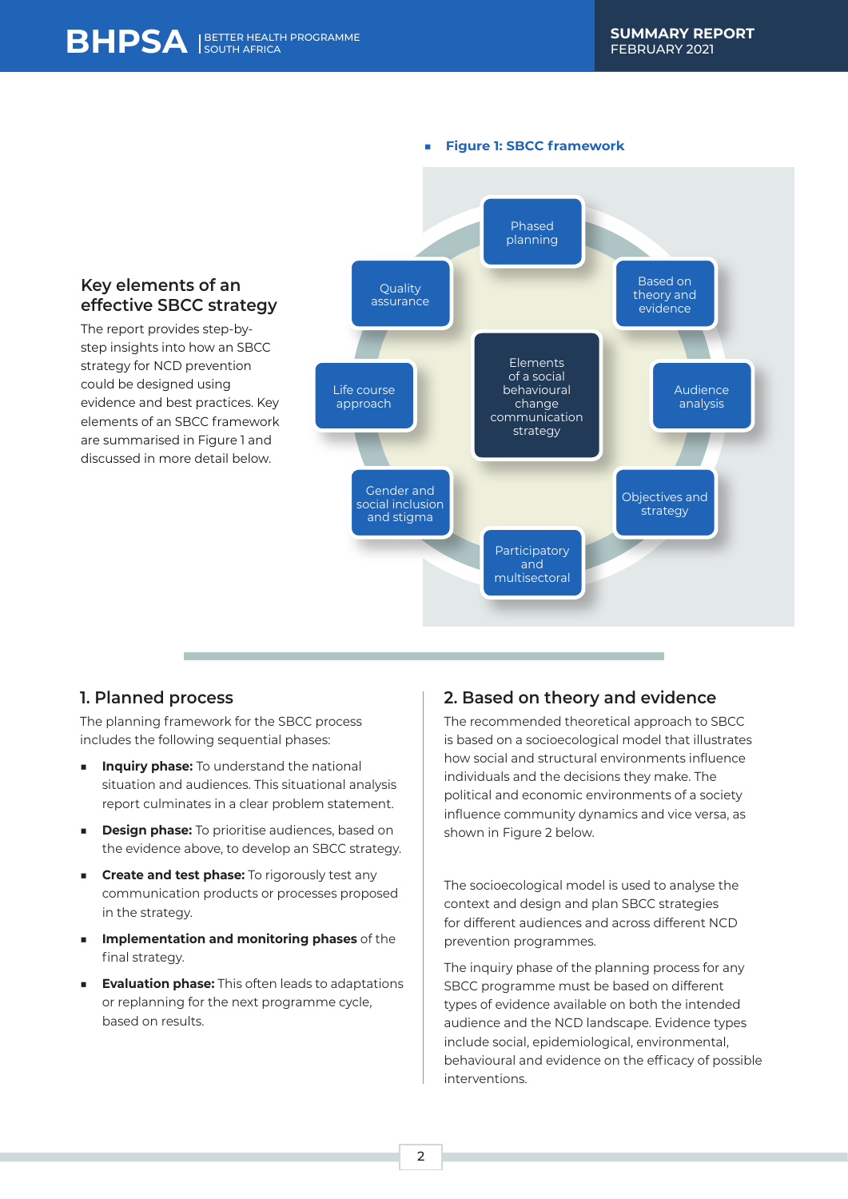## Key elements of an effective SBCC strategy

The report provides step-by-step insights into how an SBCC strategy for NCD prevention could be designed using evidence and best practices. Key elements of an SBCC framework are summarised in Figure 1 and discussed in more detail below.

**Figure 1: SBCC framework**

Elements of a social behavioural change communication strategy

- Phased planning
- Based on theory and evidence
- Audience analysis
- Objectives and strategy
- Participatory and multisectoral
- Gender and social inclusion and stigma
- Life course approach
- Quality assurance

## 1. Planned process

The planning framework for the SBCC process includes the following sequential phases:

- **Inquiry phase:** To understand the national situation and audiences. This situational analysis report culminates in a clear problem statement.
- **Design phase:** To prioritise audiences, based on the evidence above, to develop an SBCC strategy.
- **Create and test phase:** To rigorously test any communication products or processes proposed in the strategy.
- **Implementation and monitoring phases** of the final strategy.
- **Evaluation phase:** This often leads to adaptations or replanning for the next programme cycle, based on results.

## 2. Based on theory and evidence

The recommended theoretical approach to SBCC is based on a socioecological model that illustrates how social and structural environments influence individuals and the decisions they make. The political and economic environments of a society influence community dynamics and vice versa, as shown in Figure 2 below.

The socioecological model is used to analyse the context and design and plan SBCC strategies for different audiences and across different NCD prevention programmes.

The inquiry phase of the planning process for any SBCC programme must be based on different types of evidence available on both the intended audience and the NCD landscape. Evidence types include social, epidemiological, environmental, behavioural and evidence on the efficacy of possible interventions.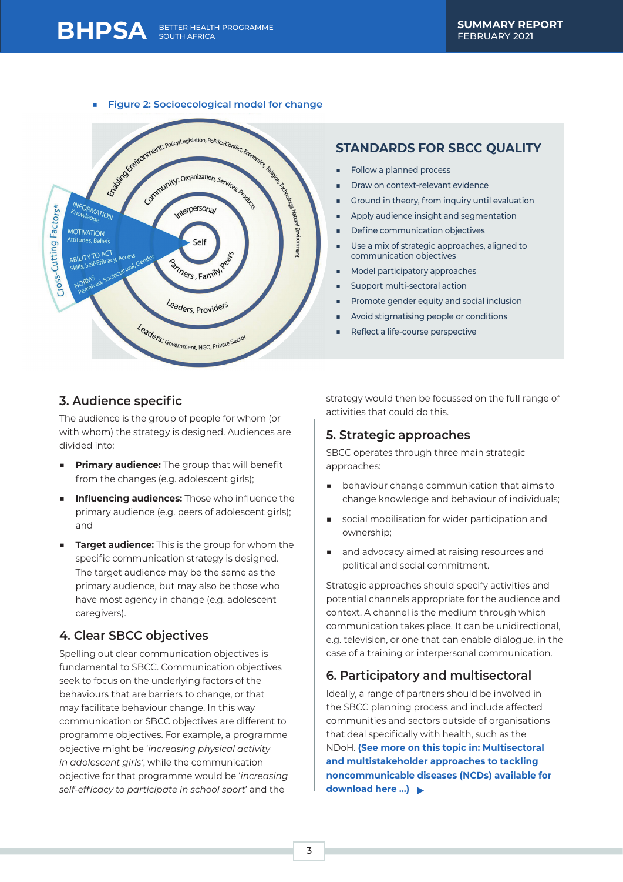- **Figure 2: Socioecological model for change**

## STANDARDS FOR SBCC QUALITY

- Follow a planned process
- Draw on context-relevant evidence
- Ground in theory, from inquiry until evaluation
- Apply audience insight and segmentation
- Define communication objectives
- Use a mix of strategic approaches, aligned to communication objectives
- Model participatory approaches
- Support multi-sectoral action
- Promote gender equity and social inclusion
- Avoid stigmatising people or conditions
- Reflect a life-course perspective

### 3. Audience specific

The audience is the group of people for whom (or with whom) the strategy is designed. Audiences are divided into:

- **Primary audience:** The group that will benefit from the changes (e.g. adolescent girls);
- **Influencing audiences:** Those who influence the primary audience (e.g. peers of adolescent girls); and
- **Target audience:** This is the group for whom the specific communication strategy is designed. The target audience may be the same as the primary audience, but may also be those who have most agency in change (e.g. adolescent caregivers).

### 4. Clear SBCC objectives

Spelling out clear communication objectives is fundamental to SBCC. Communication objectives seek to focus on the underlying factors of the behaviours that are barriers to change, or that may facilitate behaviour change. In this way communication or SBCC objectives are different to programme objectives. For example, a programme objective might be '*increasing physical activity in adolescent girls*', while the communication objective for that programme would be '*increasing self-efficacy to participate in school sport*' and the strategy would then be focussed on the full range of activities that could do this.

### 5. Strategic approaches

SBCC operates through three main strategic approaches:

- behaviour change communication that aims to change knowledge and behaviour of individuals;
- social mobilisation for wider participation and ownership;
- and advocacy aimed at raising resources and political and social commitment.

Strategic approaches should specify activities and potential channels appropriate for the audience and context. A channel is the medium through which communication takes place. It can be unidirectional, e.g. television, or one that can enable dialogue, in the case of a training or interpersonal communication.

### 6. Participatory and multisectoral

Ideally, a range of partners should be involved in the SBCC planning process and include affected communities and sectors outside of organisations that deal specifically with health, such as the NDoH. **(See more on this topic in: Multisectoral and multistakeholder approaches to tackling noncommunicable diseases (NCDs) available for download here ...)** ▶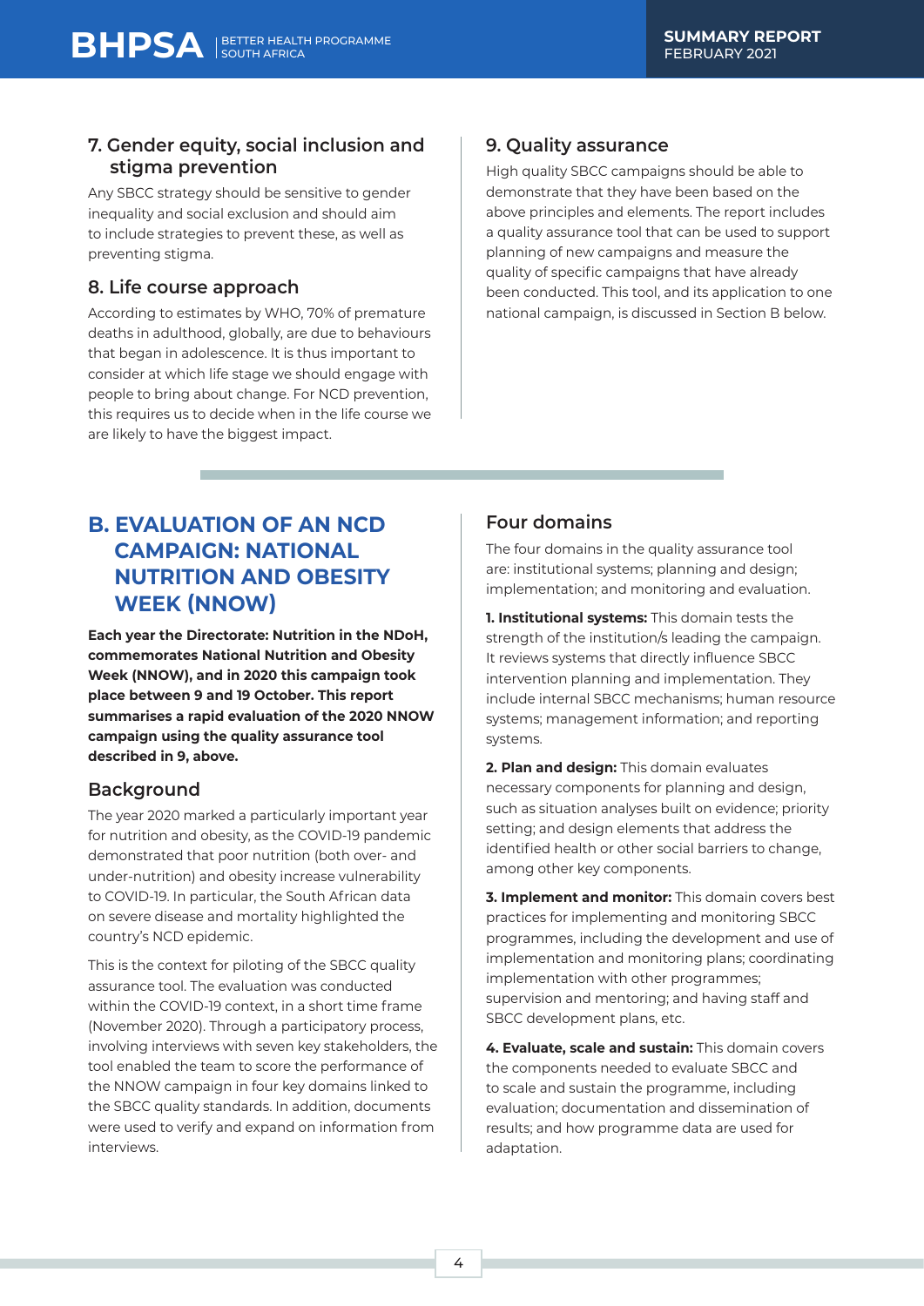## 7. Gender equity, social inclusion and stigma prevention

Any SBCC strategy should be sensitive to gender inequality and social exclusion and should aim to include strategies to prevent these, as well as preventing stigma.

## 8. Life course approach

According to estimates by WHO, 70% of premature deaths in adulthood, globally, are due to behaviours that began in adolescence. It is thus important to consider at which life stage we should engage with people to bring about change. For NCD prevention, this requires us to decide when in the life course we are likely to have the biggest impact.

## 9. Quality assurance

High quality SBCC campaigns should be able to demonstrate that they have been based on the above principles and elements. The report includes a quality assurance tool that can be used to support planning of new campaigns and measure the quality of specific campaigns that have already been conducted. This tool, and its application to one national campaign, is discussed in Section B below.

# B. EVALUATION OF AN NCD CAMPAIGN: NATIONAL NUTRITION AND OBESITY WEEK (NNOW)

**Each year the Directorate: Nutrition in the NDoH, commemorates National Nutrition and Obesity Week (NNOW), and in 2020 this campaign took place between 9 and 19 October. This report summarises a rapid evaluation of the 2020 NNOW campaign using the quality assurance tool described in 9, above.**

## Background

The year 2020 marked a particularly important year for nutrition and obesity, as the COVID-19 pandemic demonstrated that poor nutrition (both over- and under-nutrition) and obesity increase vulnerability to COVID-19. In particular, the South African data on severe disease and mortality highlighted the country's NCD epidemic.

This is the context for piloting of the SBCC quality assurance tool. The evaluation was conducted within the COVID-19 context, in a short time frame (November 2020). Through a participatory process, involving interviews with seven key stakeholders, the tool enabled the team to score the performance of the NNOW campaign in four key domains linked to the SBCC quality standards. In addition, documents were used to verify and expand on information from interviews.

## Four domains

The four domains in the quality assurance tool are: institutional systems; planning and design; implementation; and monitoring and evaluation.

**1. Institutional systems:** This domain tests the strength of the institution/s leading the campaign. It reviews systems that directly influence SBCC intervention planning and implementation. They include internal SBCC mechanisms; human resource systems; management information; and reporting systems.

**2. Plan and design:** This domain evaluates necessary components for planning and design, such as situation analyses built on evidence; priority setting; and design elements that address the identified health or other social barriers to change, among other key components.

**3. Implement and monitor:** This domain covers best practices for implementing and monitoring SBCC programmes, including the development and use of implementation and monitoring plans; coordinating implementation with other programmes; supervision and mentoring; and having staff and SBCC development plans, etc.

**4. Evaluate, scale and sustain:** This domain covers the components needed to evaluate SBCC and to scale and sustain the programme, including evaluation; documentation and dissemination of results; and how programme data are used for adaptation.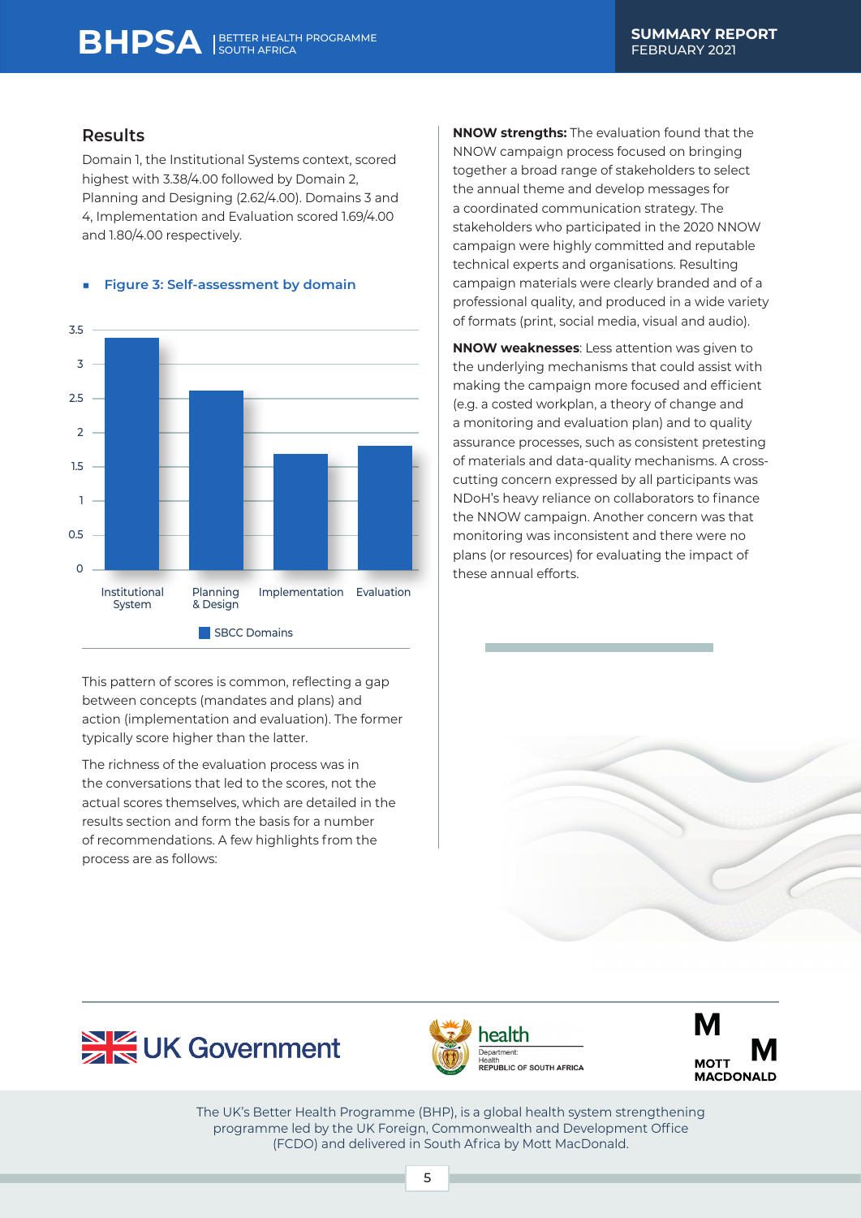## Results

Domain 1, the Institutional Systems context, scored highest with 3.38/4.00 followed by Domain 2, Planning and Designing (2.62/4.00). Domains 3 and 4, Implementation and Evaluation scored 1.69/4.00 and 1.80/4.00 respectively.

**Figure 3: Self-assessment by domain**

3.5
3
2.5
2
1.5
1
0.5
0

Institutional System
Planning & Design
Implementation
Evaluation

SBCC Domains

This pattern of scores is common, reflecting a gap between concepts (mandates and plans) and action (implementation and evaluation). The former typically score higher than the latter.

The richness of the evaluation process was in the conversations that led to the scores, not the actual scores themselves, which are detailed in the results section and form the basis for a number of recommendations. A few highlights from the process are as follows:

**NNOW strengths:** The evaluation found that the NNOW campaign process focused on bringing together a broad range of stakeholders to select the annual theme and develop messages for a coordinated communication strategy. The stakeholders who participated in the 2020 NNOW campaign were highly committed and reputable technical experts and organisations. Resulting campaign materials were clearly branded and of a professional quality, and produced in a wide variety of formats (print, social media, visual and audio).

**NNOW weaknesses**: Less attention was given to the underlying mechanisms that could assist with making the campaign more focused and efficient (e.g. a costed workplan, a theory of change and a monitoring and evaluation plan) and to quality assurance processes, such as consistent pretesting of materials and data-quality mechanisms. A cross-cutting concern expressed by all participants was NDoH's heavy reliance on collaborators to finance the NNOW campaign. Another concern was that monitoring was inconsistent and there were no plans (or resources) for evaluating the impact of these annual efforts.

UK Government

health — Department: Health — REPUBLIC OF SOUTH AFRICA

MOTT MACDONALD

The UK's Better Health Programme (BHP), is a global health system strengthening programme led by the UK Foreign, Commonwealth and Development Office (FCDO) and delivered in South Africa by Mott MacDonald.